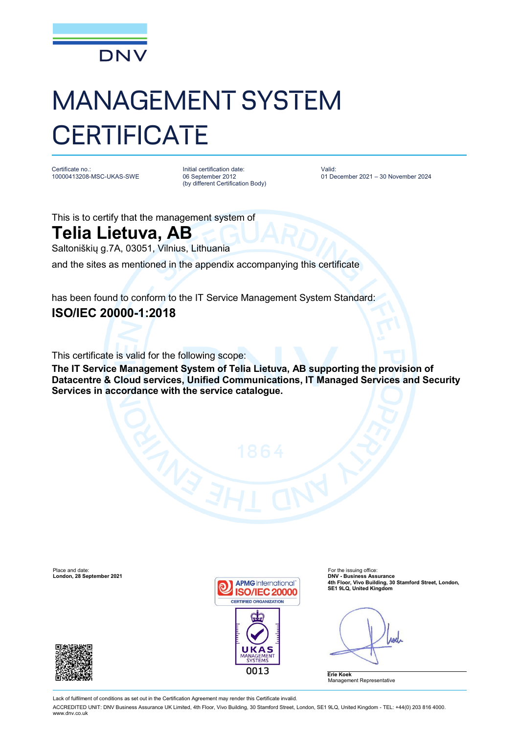DNV

# MANAGEMENT SYSTEM CERTIFICATE

Certificate no.:
10000413208-MSC-UKAS-SWE

Initial certification date:
06 September 2012
(by different Certification Body)

Valid:
01 December 2021 – 30 November 2024

This is to certify that the management system of

## Telia Lietuva, AB

Saltoniškių g.7A, 03051, Vilnius, Lithuania

and the sites as mentioned in the appendix accompanying this certificate

has been found to conform to the IT Service Management System Standard:

**ISO/IEC 20000-1:2018**

This certificate is valid for the following scope:

**The IT Service Management System of Telia Lietuva, AB supporting the provision of Datacentre & Cloud services, Unified Communications, IT Managed Services and Security Services in accordance with the service catalogue.**

Place and date:
**London, 28 September 2021**

APMG International ISO/IEC 20000 CERTIFIED ORGANIZATION

UKAS MANAGEMENT SYSTEMS 0013

For the issuing office:
**DNV - Business Assurance**
**4th Floor, Vivo Building, 30 Stamford Street, London, SE1 9LQ, United Kingdom**

**Erie Koek**
Management Representative

Lack of fulfilment of conditions as set out in the Certification Agreement may render this Certificate invalid.

ACCREDITED UNIT: DNV Business Assurance UK Limited, 4th Floor, Vivo Building, 30 Stamford Street, London, SE1 9LQ, United Kingdom - TEL: +44(0) 203 816 4000. www.dnv.co.uk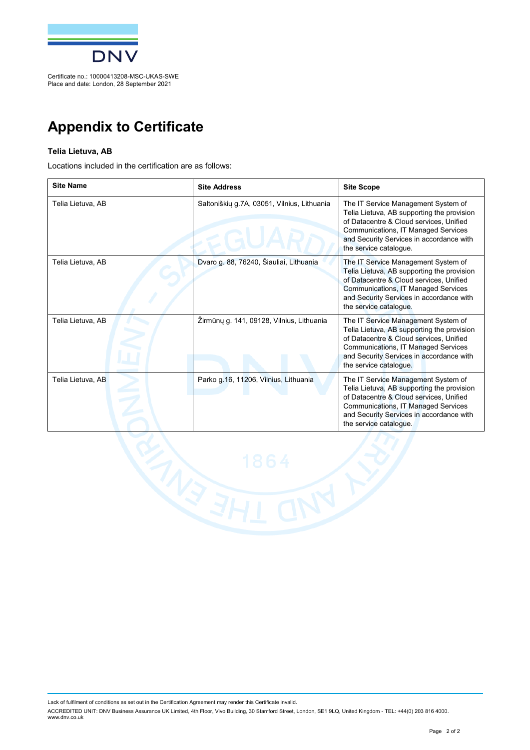Certificate no.: 10000413208-MSC-UKAS-SWE
Place and date: London, 28 September 2021

# Appendix to Certificate

**Telia Lietuva, AB**

Locations included in the certification are as follows:

| Site Name | Site Address | Site Scope |
| --- | --- | --- |
| Telia Lietuva, AB | Saltoniškių g.7A, 03051, Vilnius, Lithuania | The IT Service Management System of Telia Lietuva, AB supporting the provision of Datacentre & Cloud services, Unified Communications, IT Managed Services and Security Services in accordance with the service catalogue. |
| Telia Lietuva, AB | Dvaro g. 88, 76240, Šiauliai, Lithuania | The IT Service Management System of Telia Lietuva, AB supporting the provision of Datacentre & Cloud services, Unified Communications, IT Managed Services and Security Services in accordance with the service catalogue. |
| Telia Lietuva, AB | Žirmūnų g. 141, 09128, Vilnius, Lithuania | The IT Service Management System of Telia Lietuva, AB supporting the provision of Datacentre & Cloud services, Unified Communications, IT Managed Services and Security Services in accordance with the service catalogue. |
| Telia Lietuva, AB | Parko g.16, 11206, Vilnius, Lithuania | The IT Service Management System of Telia Lietuva, AB supporting the provision of Datacentre & Cloud services, Unified Communications, IT Managed Services and Security Services in accordance with the service catalogue. |

Lack of fulfilment of conditions as set out in the Certification Agreement may render this Certificate invalid.

ACCREDITED UNIT: DNV Business Assurance UK Limited, 4th Floor, Vivo Building, 30 Stamford Street, London, SE1 9LQ, United Kingdom - TEL: +44(0) 203 816 4000. www.dnv.co.uk